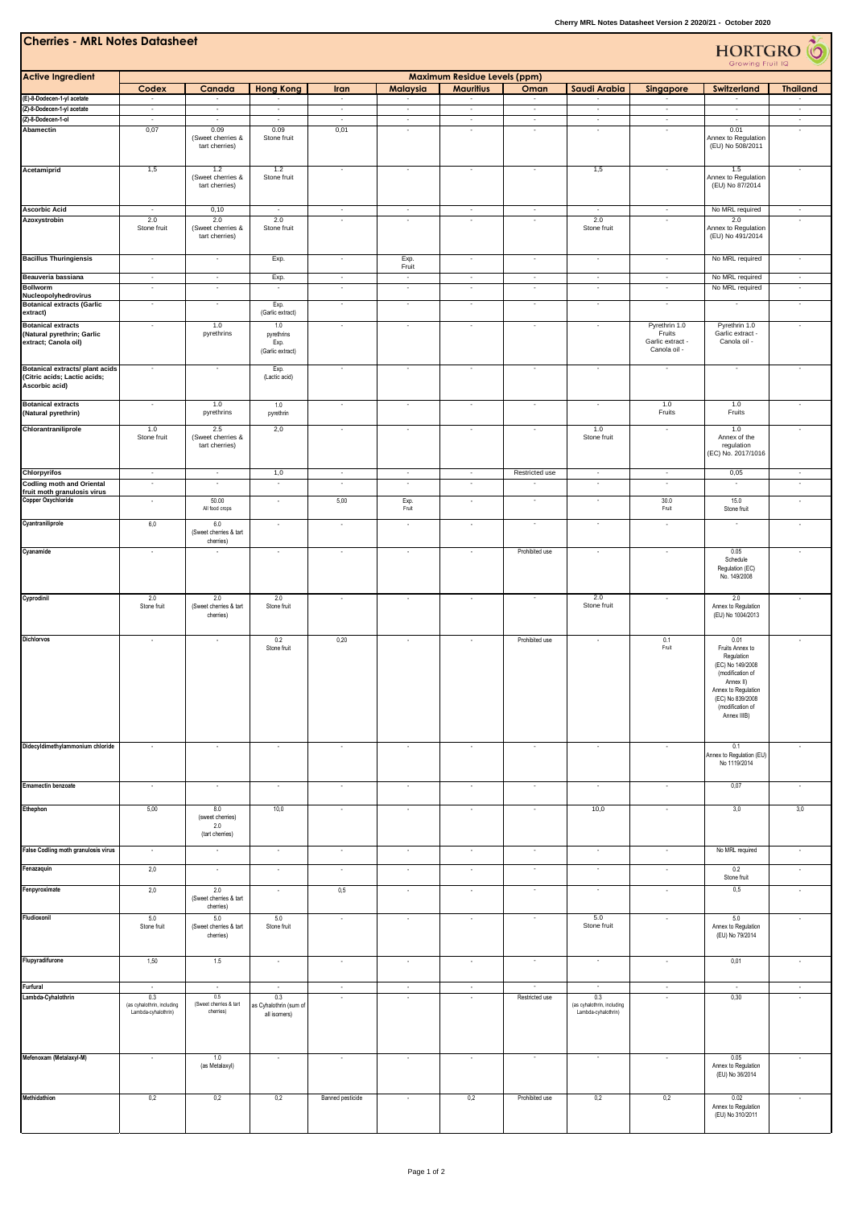# Cherries - MRL Notes Datasheet

HORTGRO Growing Fruit IQ

| Active Ingredient | Maximum Residue Levels (ppm) | | | | | | | | | | |
|---|---|---|---|---|---|---|---|---|---|---|---|
| | Codex | Canada | Hong Kong | Iran | Malaysia | Mauritius | Oman | Saudi Arabia | Singapore | Switzerland | Thailand |
| (E)-8-Dodecen-1-yl acetate | - | - | - | - | - | - | - | - | - | - | - |
| (Z)-8-Dodecen-1-yl acetate | - | - | - | - | - | - | - | - | - | - | - |
| (Z)-8-Dodecen-1-ol | - | - | - | - | - | - | - | - | - | - | - |
| Abamectin | 0.07 | 0.09 (Sweet cherries & tart cherries) | 0.09 Stone fruit | 0,01 | - | - | - | - | - | 0.01 Annex to Regulation (EU) No 508/2011 | - |
| Acetamiprid | 1,5 | 1.2 (Sweet cherries & tart cherries) | 1.2 Stone fruit | - | - | - | - | 1,5 | - | 1.5 Annex to Regulation (EU) No 87/2014 | - |
| Ascorbic Acid | - | 0,10 | - | - | - | - | - | - | - | No MRL required | - |
| Azoxystrobin | 2.0 Stone fruit | 2.0 (Sweet cherries & tart cherries) | 2.0 Stone fruit | - | - | - | - | 2.0 Stone fruit | - | 2.0 Annex to Regulation (EU) No 491/2014 | - |
| Bacillus Thuringiensis | - | - | Exp. | - | Exp. Fruit | - | - | - | - | No MRL required | - |
| Beauveria bassiana | - | - | Exp. | - | - | - | - | - | - | No MRL required | - |
| Bollworm Nucleopolyhedrovirus | - | - | - | - | - | - | - | - | - | No MRL required | - |
| Botanical extracts (Garlic extract) | - | - | Exp. (Garlic extract) | - | - | - | - | - | - | - | - |
| Botanical extracts (Natural pyrethrin; Garlic extract; Canola oil) | - | 1.0 pyrethrins | 1.0 pyrethrins Exp. (Garlic extract) | - | - | - | - | - | Pyrethrin 1.0 Fruits Garlic extract - Canola oil - | Pyrethrin 1.0 Garlic extract - Canola oil - | - |
| Botanical extracts/ plant acids (Citric acids; Lactic acids; Ascorbic acid) | - | - | Exp. (Lactic acid) | - | - | - | - | - | - | - | - |
| Botanical extracts (Natural pyrethrin) | - | 1.0 pyrethrins | 1.0 pyrethrin | - | - | - | - | - | 1.0 Fruits | 1.0 Fruits | - |
| Chlorantraniliprole | 1.0 Stone fruit | 2.5 (Sweet cherries & tart cherries) | 2,0 | - | - | - | - | 1.0 Stone fruit | - | 1.0 Annex of the regulation (EC) No. 2017/1016 | - |
| Chlorpyrifos | - | - | 1,0 | - | - | - | Restricted use | - | - | 0,05 | - |
| Codling moth and Oriental fruit moth granulosis virus | - | - | - | - | - | - | - | - | - | - | - |
| Copper Oxychloride | - | 50.00 All food crops | - | 5,00 | Exp. Fruit | - | - | - | 30.0 Fruit | 15.0 Stone fruit | - |
| Cyantraniliprole | 6,0 | 6.0 (Sweet cherries & tart cherries) | - | - | - | - | - | - | - | - | - |
| Cyanamide | - | - | - | - | - | - | Prohibited use | - | - | 0.05 Schedule Regulation (EC) No. 149/2008 | - |
| Cyprodinil | 2.0 Stone fruit | 2.0 (Sweet cherries & tart cherries) | 2.0 Stone fruit | - | - | - | - | 2.0 Stone fruit | - | 2.0 Annex to Regulation (EU) No 1004/2013 | - |
| Dichlorvos | - | - | 0.2 Stone fruit | 0,20 | - | - | Prohibited use | - | 0.1 Fruit | 0.01 Fruits Annex to Regulation (EC) No 149/2008 (modification of Annex II) Annex to Regulation (EC) No 839/2008 (modification of Annex IIIB) | - |
| Didecyldimethylammonium chloride | - | - | - | - | - | - | - | - | - | 0.1 Annex to Regulation (EU) No 1119/2014 | - |
| Emamectin benzoate | - | - | - | - | - | - | - | - | - | 0,07 | - |
| Ethephon | 5,00 | 8.0 (sweet cherries) 2.0 (tart cherries) | 10,0 | - | - | - | - | 10,0 | - | 3,0 | 3,0 |
| False Codling moth granulosis virus | - | - | - | - | - | - | - | - | - | No MRL required | - |
| Fenazaquin | 2,0 | - | - | - | - | - | - | - | - | 0.2 Stone fruit | - |
| Fenpyroximate | 2,0 | 2.0 (Sweet cherries & tart cherries) | - | 0,5 | - | - | - | - | - | 0,5 | - |
| Fludioxonil | 5.0 Stone fruit | 5.0 (Sweet cherries & tart cherries) | 5.0 Stone fruit | - | - | - | - | 5.0 Stone fruit | - | 5.0 Annex to Regulation (EU) No 79/2014 | - |
| Flupyradifurone | 1,50 | 1.5 | - | - | - | - | - | - | - | 0,01 | - |
| Furfural | - | - | - | - | - | - | - | - | - | - | - |
| Lambda-Cyhalothrin | 0.3 (as cyhalothrin, including Lambda-cyhalothrin) | 0.5 (Sweet cherries & tart cherries) | 0.3 as Cyhalothrin (sum of all isomers) | - | - | - | Restricted use | 0.3 (as cyhalothrin, including Lambda-cyhalothrin) | - | 0,30 | - |
| Mefenoxam (Metalaxyl-M) | - | 1.0 (as Metalaxyl) | - | - | - | - | - | - | - | 0.05 Annex to Regulation (EU) No 36/2014 | - |
| Methidathion | 0,2 | 0,2 | 0,2 | Banned pesticide | - | 0,2 | Prohibited use | 0,2 | 0,2 | 0.02 Annex to Regulation (EU) No 310/2011 | - |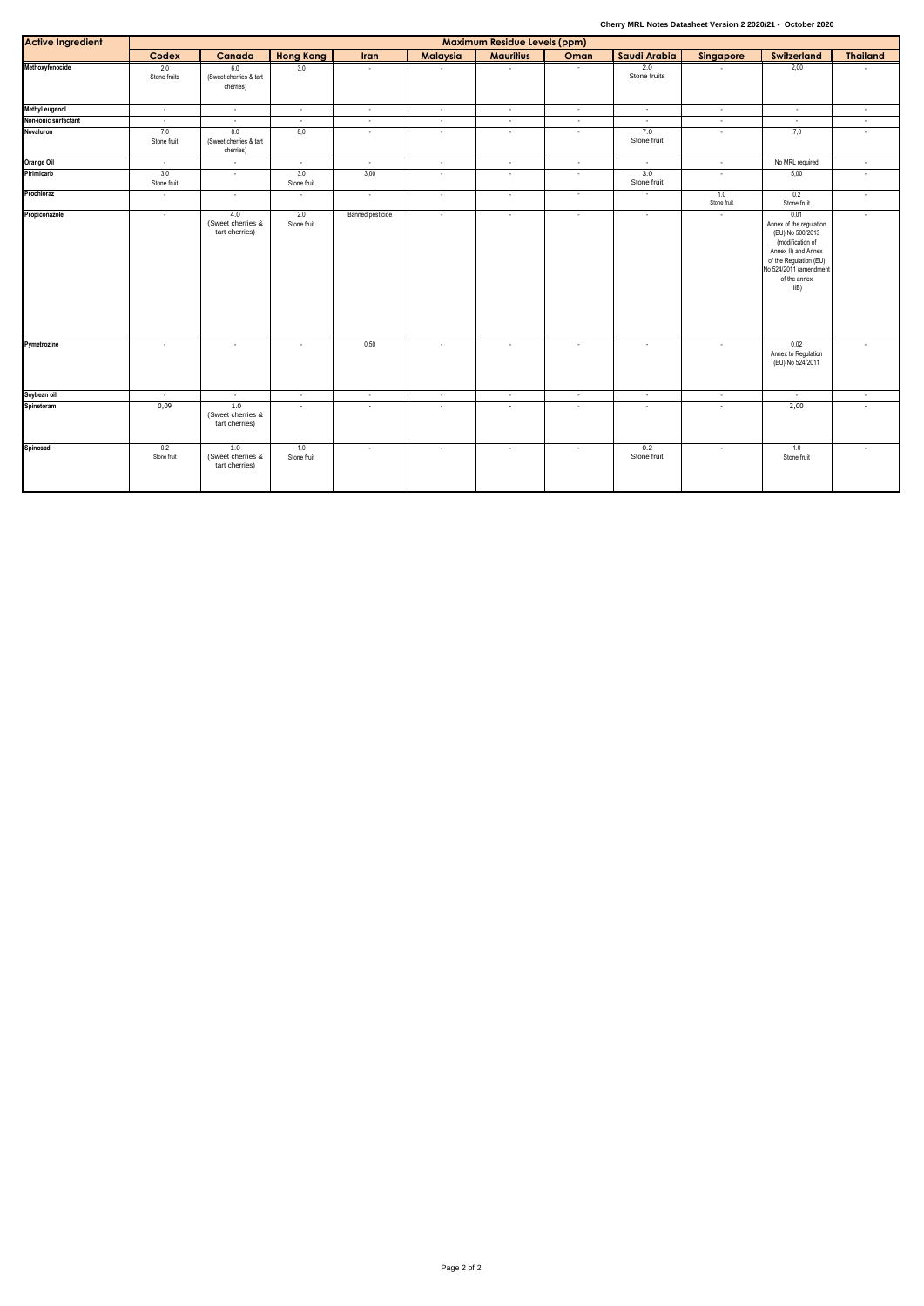| Active Ingredient | Maximum Residue Levels (ppm) | | | | | | | | | | |
|---|---|---|---|---|---|---|---|---|---|---|---|
| | Codex | Canada | Hong Kong | Iran | Malaysia | Mauritius | Oman | Saudi Arabia | Singapore | Switzerland | Thailand |
| Methoxyfenocide | 2.0 Stone fruits | 6.0 (Sweet cherries & tart cherries) | 3.0 | - | - | - | - | 2.0 Stone fruits | - | 2,00 | - |
| Methyl eugenol | - | - | - | - | - | - | - | - | - | - | - |
| Non-ionic surfactant | - | - | - | - | - | - | - | - | - | - | - |
| Novaluron | 7.0 Stone fruit | 8.0 (Sweet cherries & tart cherries) | 8,0 | - | - | - | - | 7.0 Stone fruit | - | 7,0 | - |
| Orange Oil | - | - | - | - | - | - | - | - | - | No MRL required | - |
| Pirimicarb | 3.0 Stone fruit | - | 3.0 Stone fruit | 3,00 | - | - | - | 3.0 Stone fruit | - | 5,00 | - |
| Prochloraz | - | - | - | - | - | - | - | - | 1.0 Stone fruit | 0.2 Stone fruit | - |
| Propiconazole | - | 4.0 (Sweet cherries & tart cherries) | 2.0 Stone fruit | Banned pesticide | - | - | - | - | - | 0.01 Annex of the regulation (EU) No 500/2013 (modification of Annex II) and Annex of the Regulation (EU) No 524/2011 (amendment of the annex IIIB) | - |
| Pymetrozine | - | - | - | 0,50 | - | - | - | - | - | 0.02 Annex to Regulation (EU) No 524/2011 | - |
| Soybean oil | - | - | - | - | - | - | - | - | - | - | - |
| Spinetoram | 0,09 | 1.0 (Sweet cherries & tart cherries) | - | - | - | - | - | - | - | 2,00 | - |
| Spinosad | 0.2 Stone fruit | 1.0 (Sweet cherries & tart cherries) | 1.0 Stone fruit | - | - | - | - | 0.2 Stone fruit | - | 1.0 Stone fruit | - |